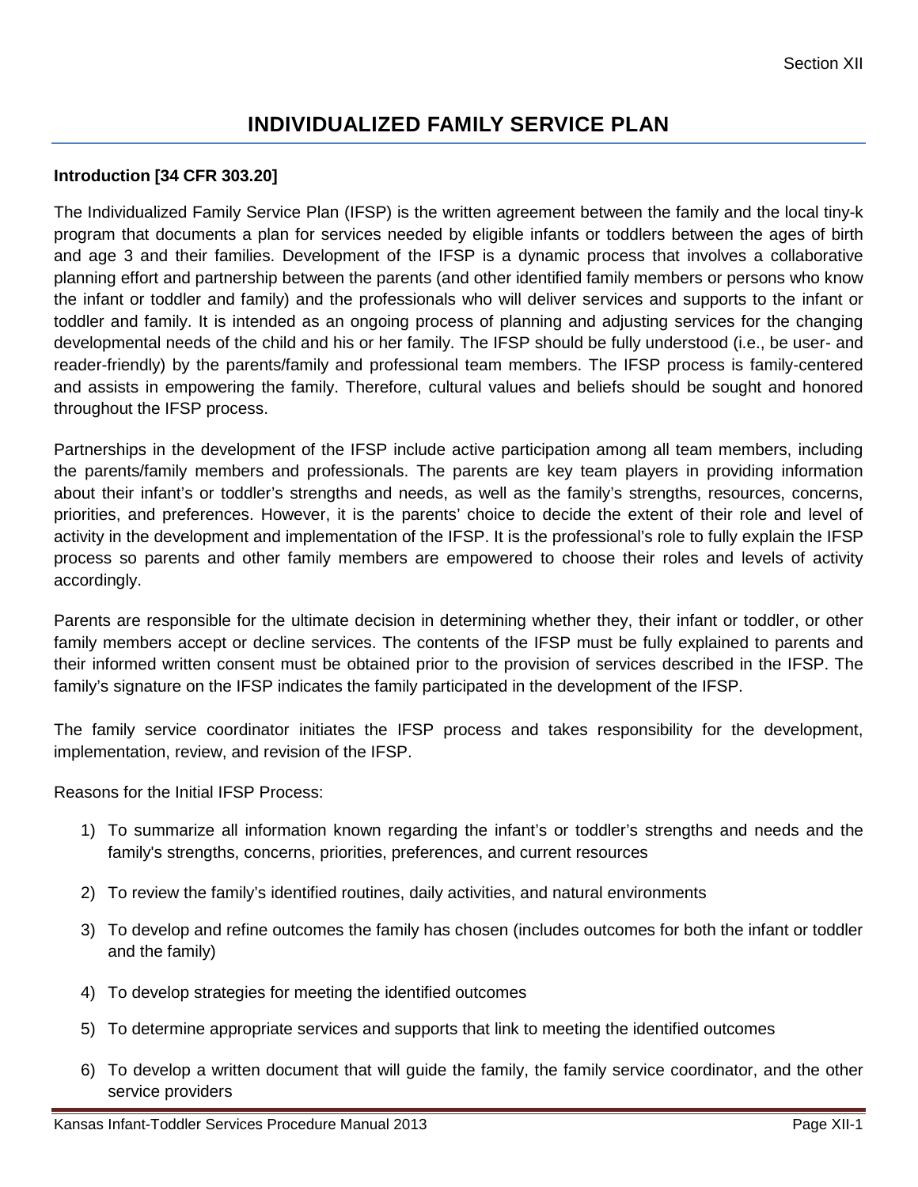# INDIVIDUALIZED FAMILY SERVICE PLAN

**Introduction [34 CFR 303.20]**

The Individualized Family Service Plan (IFSP) is the written agreement between the family and the local tiny-k program that documents a plan for services needed by eligible infants or toddlers between the ages of birth and age 3 and their families. Development of the IFSP is a dynamic process that involves a collaborative planning effort and partnership between the parents (and other identified family members or persons who know the infant or toddler and family) and the professionals who will deliver services and supports to the infant or toddler and family. It is intended as an ongoing process of planning and adjusting services for the changing developmental needs of the child and his or her family. The IFSP should be fully understood (i.e., be user- and reader-friendly) by the parents/family and professional team members. The IFSP process is family-centered and assists in empowering the family. Therefore, cultural values and beliefs should be sought and honored throughout the IFSP process.

Partnerships in the development of the IFSP include active participation among all team members, including the parents/family members and professionals. The parents are key team players in providing information about their infant's or toddler's strengths and needs, as well as the family's strengths, resources, concerns, priorities, and preferences. However, it is the parents' choice to decide the extent of their role and level of activity in the development and implementation of the IFSP. It is the professional's role to fully explain the IFSP process so parents and other family members are empowered to choose their roles and levels of activity accordingly.

Parents are responsible for the ultimate decision in determining whether they, their infant or toddler, or other family members accept or decline services. The contents of the IFSP must be fully explained to parents and their informed written consent must be obtained prior to the provision of services described in the IFSP. The family's signature on the IFSP indicates the family participated in the development of the IFSP.

The family service coordinator initiates the IFSP process and takes responsibility for the development, implementation, review, and revision of the IFSP.

Reasons for the Initial IFSP Process:

1) To summarize all information known regarding the infant's or toddler's strengths and needs and the family's strengths, concerns, priorities, preferences, and current resources
2) To review the family's identified routines, daily activities, and natural environments
3) To develop and refine outcomes the family has chosen (includes outcomes for both the infant or toddler and the family)
4) To develop strategies for meeting the identified outcomes
5) To determine appropriate services and supports that link to meeting the identified outcomes
6) To develop a written document that will guide the family, the family service coordinator, and the other service providers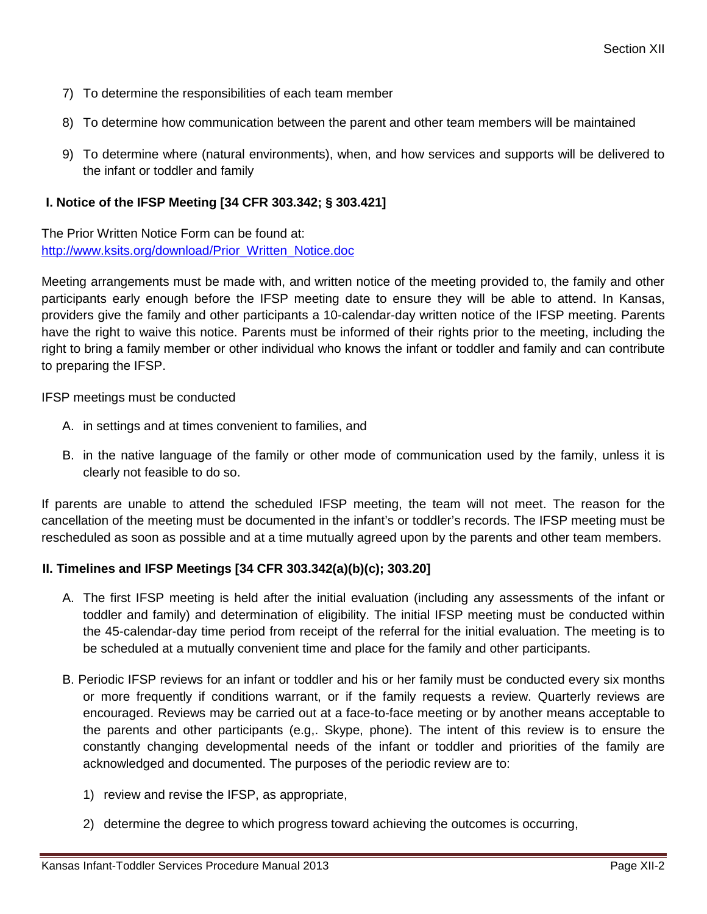7) To determine the responsibilities of each team member

8) To determine how communication between the parent and other team members will be maintained

9) To determine where (natural environments), when, and how services and supports will be delivered to the infant or toddler and family

### I. Notice of the IFSP Meeting [34 CFR 303.342; § 303.421]

The Prior Written Notice Form can be found at:
http://www.ksits.org/download/Prior_Written_Notice.doc

Meeting arrangements must be made with, and written notice of the meeting provided to, the family and other participants early enough before the IFSP meeting date to ensure they will be able to attend. In Kansas, providers give the family and other participants a 10-calendar-day written notice of the IFSP meeting. Parents have the right to waive this notice. Parents must be informed of their rights prior to the meeting, including the right to bring a family member or other individual who knows the infant or toddler and family and can contribute to preparing the IFSP.

IFSP meetings must be conducted

A. in settings and at times convenient to families, and

B. in the native language of the family or other mode of communication used by the family, unless it is clearly not feasible to do so.

If parents are unable to attend the scheduled IFSP meeting, the team will not meet. The reason for the cancellation of the meeting must be documented in the infant's or toddler's records. The IFSP meeting must be rescheduled as soon as possible and at a time mutually agreed upon by the parents and other team members.

### II. Timelines and IFSP Meetings [34 CFR 303.342(a)(b)(c); 303.20]

A. The first IFSP meeting is held after the initial evaluation (including any assessments of the infant or toddler and family) and determination of eligibility. The initial IFSP meeting must be conducted within the 45-calendar-day time period from receipt of the referral for the initial evaluation. The meeting is to be scheduled at a mutually convenient time and place for the family and other participants.

B. Periodic IFSP reviews for an infant or toddler and his or her family must be conducted every six months or more frequently if conditions warrant, or if the family requests a review. Quarterly reviews are encouraged. Reviews may be carried out at a face-to-face meeting or by another means acceptable to the parents and other participants (e.g,. Skype, phone). The intent of this review is to ensure the constantly changing developmental needs of the infant or toddler and priorities of the family are acknowledged and documented. The purposes of the periodic review are to:

1) review and revise the IFSP, as appropriate,

2) determine the degree to which progress toward achieving the outcomes is occurring,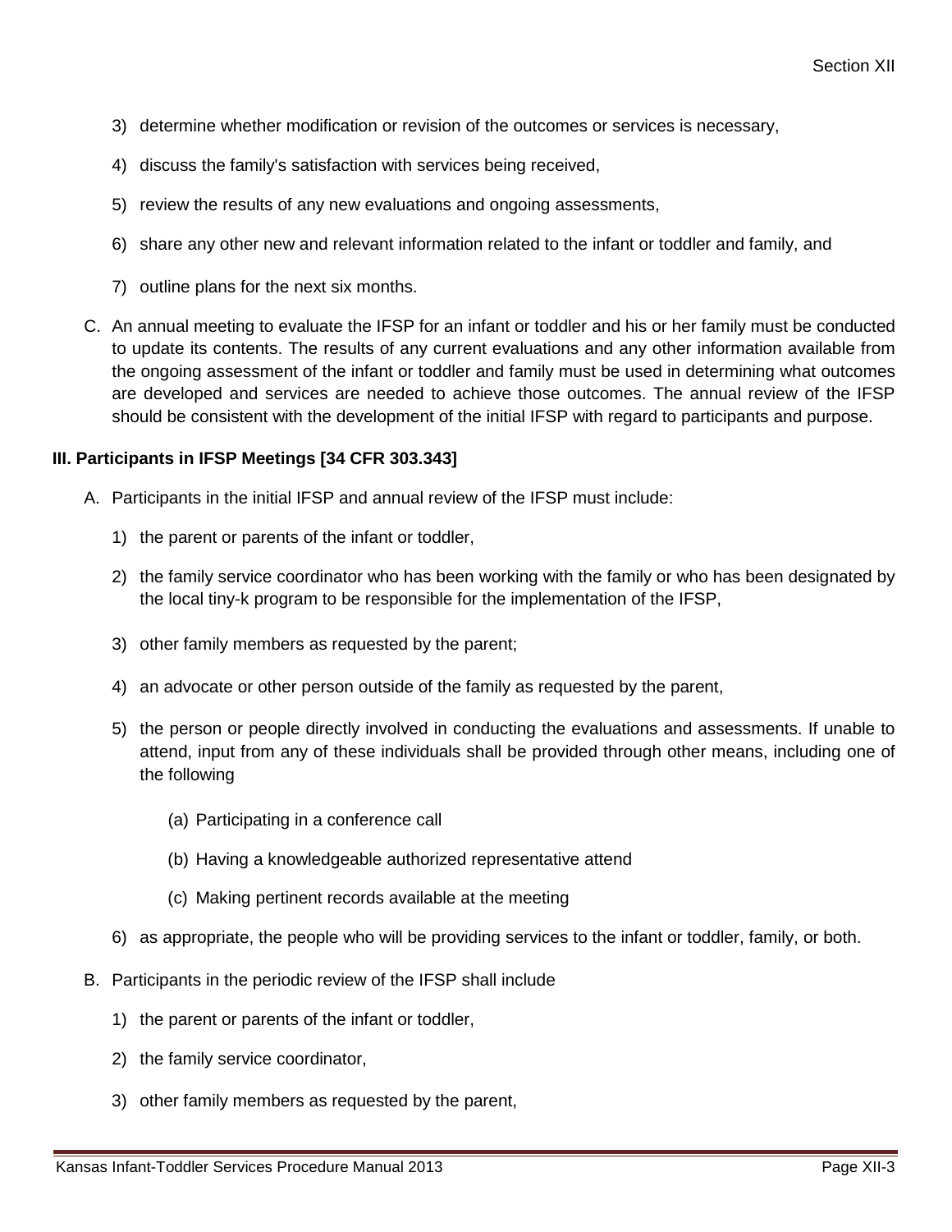3) determine whether modification or revision of the outcomes or services is necessary,

4) discuss the family's satisfaction with services being received,

5) review the results of any new evaluations and ongoing assessments,

6) share any other new and relevant information related to the infant or toddler and family, and

7) outline plans for the next six months.

C. An annual meeting to evaluate the IFSP for an infant or toddler and his or her family must be conducted to update its contents. The results of any current evaluations and any other information available from the ongoing assessment of the infant or toddler and family must be used in determining what outcomes are developed and services are needed to achieve those outcomes. The annual review of the IFSP should be consistent with the development of the initial IFSP with regard to participants and purpose.

**III. Participants in IFSP Meetings [34 CFR 303.343]**

A. Participants in the initial IFSP and annual review of the IFSP must include:

1) the parent or parents of the infant or toddler,

2) the family service coordinator who has been working with the family or who has been designated by the local tiny-k program to be responsible for the implementation of the IFSP,

3) other family members as requested by the parent;

4) an advocate or other person outside of the family as requested by the parent,

5) the person or people directly involved in conducting the evaluations and assessments. If unable to attend, input from any of these individuals shall be provided through other means, including one of the following

   (a) Participating in a conference call

   (b) Having a knowledgeable authorized representative attend

   (c) Making pertinent records available at the meeting

6) as appropriate, the people who will be providing services to the infant or toddler, family, or both.

B. Participants in the periodic review of the IFSP shall include

1) the parent or parents of the infant or toddler,

2) the family service coordinator,

3) other family members as requested by the parent,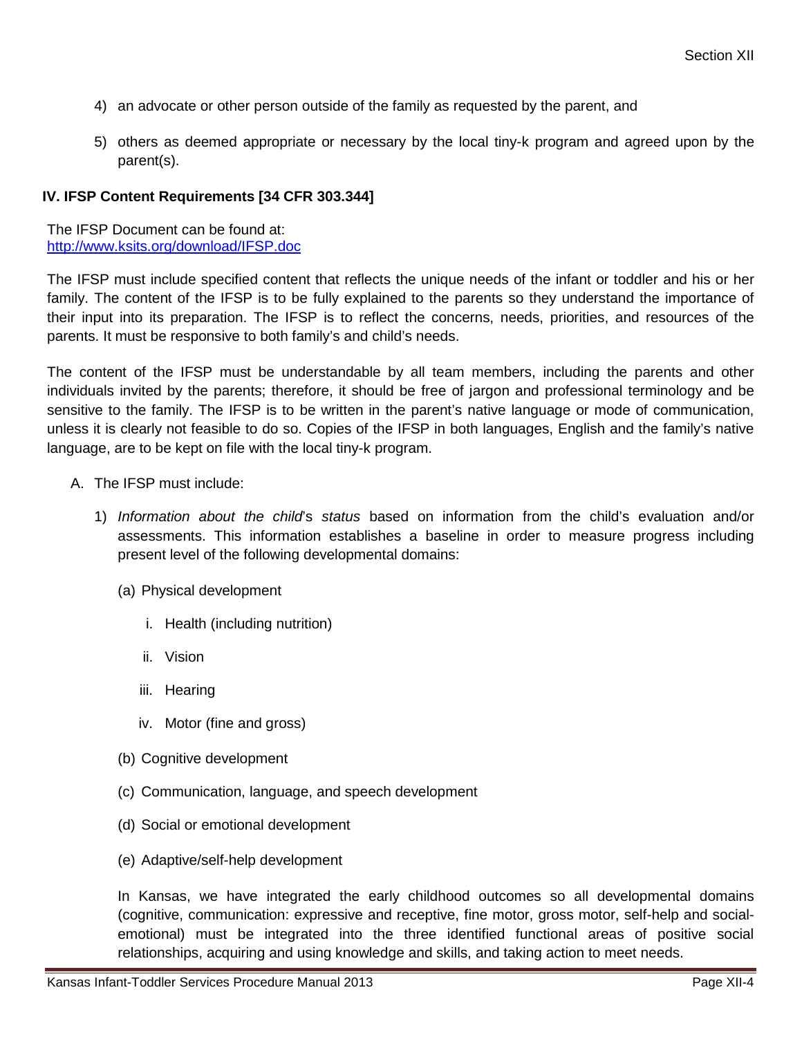4) an advocate or other person outside of the family as requested by the parent, and

5) others as deemed appropriate or necessary by the local tiny-k program and agreed upon by the parent(s).

### IV. IFSP Content Requirements [34 CFR 303.344]

The IFSP Document can be found at:
http://www.ksits.org/download/IFSP.doc

The IFSP must include specified content that reflects the unique needs of the infant or toddler and his or her family. The content of the IFSP is to be fully explained to the parents so they understand the importance of their input into its preparation. The IFSP is to reflect the concerns, needs, priorities, and resources of the parents. It must be responsive to both family's and child's needs.

The content of the IFSP must be understandable by all team members, including the parents and other individuals invited by the parents; therefore, it should be free of jargon and professional terminology and be sensitive to the family. The IFSP is to be written in the parent's native language or mode of communication, unless it is clearly not feasible to do so. Copies of the IFSP in both languages, English and the family's native language, are to be kept on file with the local tiny-k program.

A. The IFSP must include:

1) *Information about the child*'s *status* based on information from the child's evaluation and/or assessments. This information establishes a baseline in order to measure progress including present level of the following developmental domains:

   (a) Physical development

      i. Health (including nutrition)

      ii. Vision

      iii. Hearing

      iv. Motor (fine and gross)

   (b) Cognitive development

   (c) Communication, language, and speech development

   (d) Social or emotional development

   (e) Adaptive/self-help development

   In Kansas, we have integrated the early childhood outcomes so all developmental domains (cognitive, communication: expressive and receptive, fine motor, gross motor, self-help and social-emotional) must be integrated into the three identified functional areas of positive social relationships, acquiring and using knowledge and skills, and taking action to meet needs.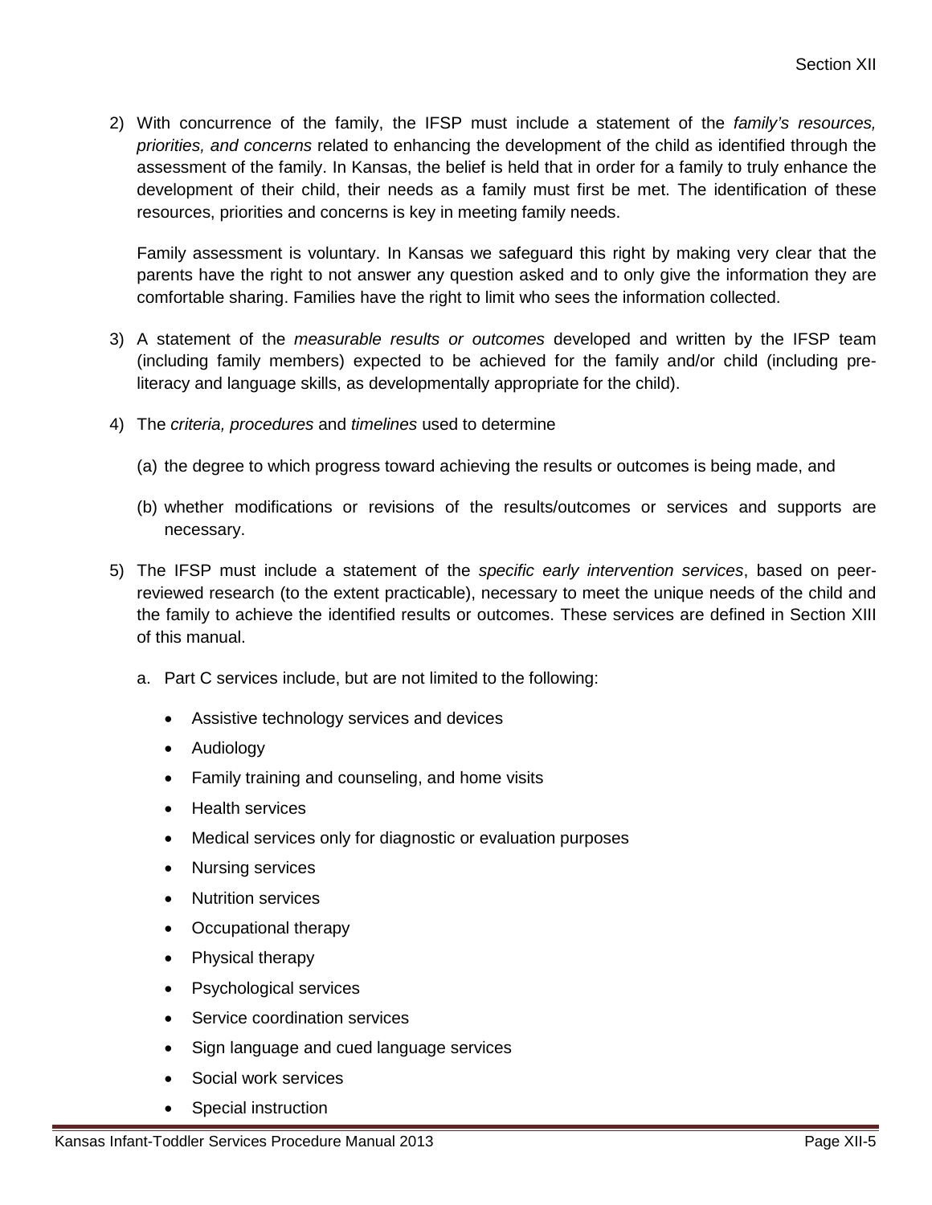2) With concurrence of the family, the IFSP must include a statement of the *family's resources, priorities, and concerns* related to enhancing the development of the child as identified through the assessment of the family. In Kansas, the belief is held that in order for a family to truly enhance the development of their child, their needs as a family must first be met. The identification of these resources, priorities and concerns is key in meeting family needs.

   Family assessment is voluntary. In Kansas we safeguard this right by making very clear that the parents have the right to not answer any question asked and to only give the information they are comfortable sharing. Families have the right to limit who sees the information collected.

3) A statement of the *measurable results or outcomes* developed and written by the IFSP team (including family members) expected to be achieved for the family and/or child (including pre-literacy and language skills, as developmentally appropriate for the child).

4) The *criteria, procedures* and *timelines* used to determine

   (a) the degree to which progress toward achieving the results or outcomes is being made, and

   (b) whether modifications or revisions of the results/outcomes or services and supports are necessary.

5) The IFSP must include a statement of the *specific early intervention services*, based on peer-reviewed research (to the extent practicable), necessary to meet the unique needs of the child and the family to achieve the identified results or outcomes. These services are defined in Section XIII of this manual.

   a. Part C services include, but are not limited to the following:

      - Assistive technology services and devices
      - Audiology
      - Family training and counseling, and home visits
      - Health services
      - Medical services only for diagnostic or evaluation purposes
      - Nursing services
      - Nutrition services
      - Occupational therapy
      - Physical therapy
      - Psychological services
      - Service coordination services
      - Sign language and cued language services
      - Social work services
      - Special instruction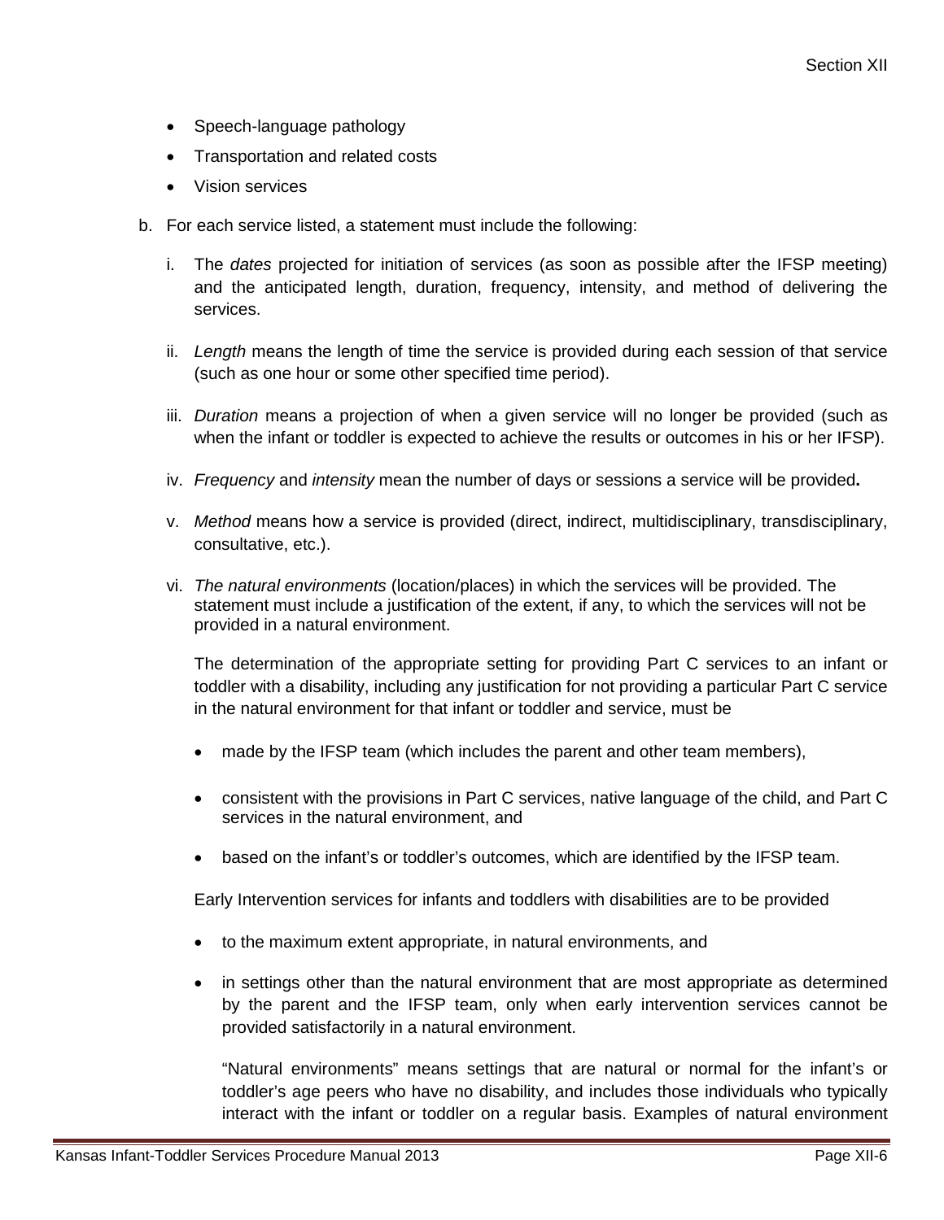- Speech-language pathology
- Transportation and related costs
- Vision services

b. For each service listed, a statement must include the following:

   i. The *dates* projected for initiation of services (as soon as possible after the IFSP meeting) and the anticipated length, duration, frequency, intensity, and method of delivering the services.

   ii. *Length* means the length of time the service is provided during each session of that service (such as one hour or some other specified time period).

   iii. *Duration* means a projection of when a given service will no longer be provided (such as when the infant or toddler is expected to achieve the results or outcomes in his or her IFSP).

   iv. *Frequency* and *intensity* mean the number of days or sessions a service will be provided**.**

   v. *Method* means how a service is provided (direct, indirect, multidisciplinary, transdisciplinary, consultative, etc.).

   vi. *The natural environments* (location/places) in which the services will be provided. The statement must include a justification of the extent, if any, to which the services will not be provided in a natural environment.

   The determination of the appropriate setting for providing Part C services to an infant or toddler with a disability, including any justification for not providing a particular Part C service in the natural environment for that infant or toddler and service, must be

   - made by the IFSP team (which includes the parent and other team members),
   - consistent with the provisions in Part C services, native language of the child, and Part C services in the natural environment, and
   - based on the infant's or toddler's outcomes, which are identified by the IFSP team.

   Early Intervention services for infants and toddlers with disabilities are to be provided

   - to the maximum extent appropriate, in natural environments, and
   - in settings other than the natural environment that are most appropriate as determined by the parent and the IFSP team, only when early intervention services cannot be provided satisfactorily in a natural environment.

     "Natural environments" means settings that are natural or normal for the infant's or toddler's age peers who have no disability, and includes those individuals who typically interact with the infant or toddler on a regular basis. Examples of natural environment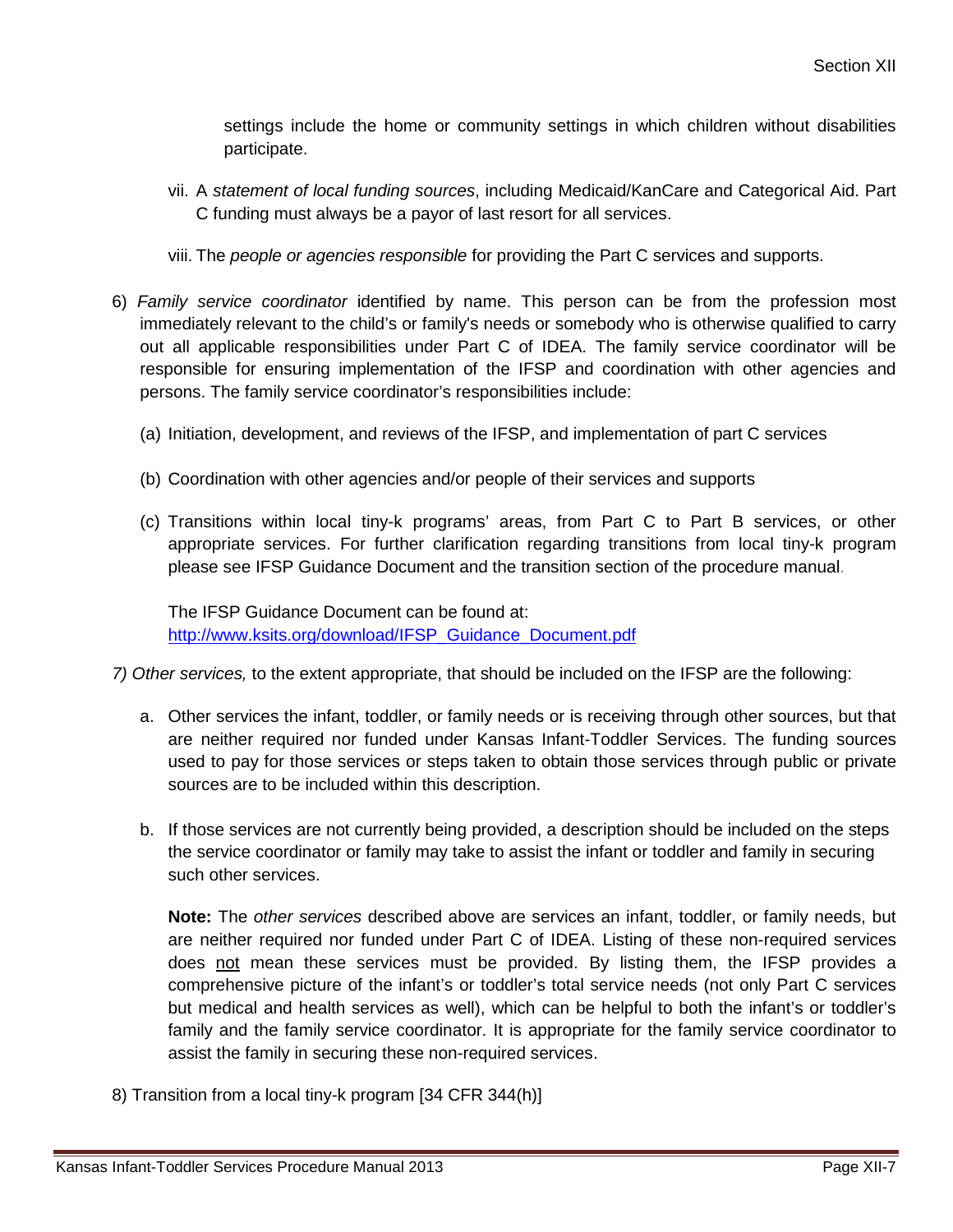settings include the home or community settings in which children without disabilities participate.

vii. A *statement of local funding sources*, including Medicaid/KanCare and Categorical Aid. Part C funding must always be a payor of last resort for all services.

viii. The *people or agencies responsible* for providing the Part C services and supports.

6) *Family service coordinator* identified by name. This person can be from the profession most immediately relevant to the child's or family's needs or somebody who is otherwise qualified to carry out all applicable responsibilities under Part C of IDEA. The family service coordinator will be responsible for ensuring implementation of the IFSP and coordination with other agencies and persons. The family service coordinator's responsibilities include:

(a) Initiation, development, and reviews of the IFSP, and implementation of part C services

(b) Coordination with other agencies and/or people of their services and supports

(c) Transitions within local tiny-k programs' areas, from Part C to Part B services, or other appropriate services. For further clarification regarding transitions from local tiny-k program please see IFSP Guidance Document and the transition section of the procedure manual.

The IFSP Guidance Document can be found at:
[http://www.ksits.org/download/IFSP_Guidance_Document.pdf](http://www.ksits.org/download/IFSP_Guidance_Document.pdf)

*7) Other services,* to the extent appropriate, that should be included on the IFSP are the following:

a. Other services the infant, toddler, or family needs or is receiving through other sources, but that are neither required nor funded under Kansas Infant-Toddler Services. The funding sources used to pay for those services or steps taken to obtain those services through public or private sources are to be included within this description.

b. If those services are not currently being provided, a description should be included on the steps the service coordinator or family may take to assist the infant or toddler and family in securing such other services.

**Note:** The *other services* described above are services an infant, toddler, or family needs, but are neither required nor funded under Part C of IDEA. Listing of these non-required services does <u>not</u> mean these services must be provided. By listing them, the IFSP provides a comprehensive picture of the infant's or toddler's total service needs (not only Part C services but medical and health services as well), which can be helpful to both the infant's or toddler's family and the family service coordinator. It is appropriate for the family service coordinator to assist the family in securing these non-required services.

8) Transition from a local tiny-k program [34 CFR 344(h)]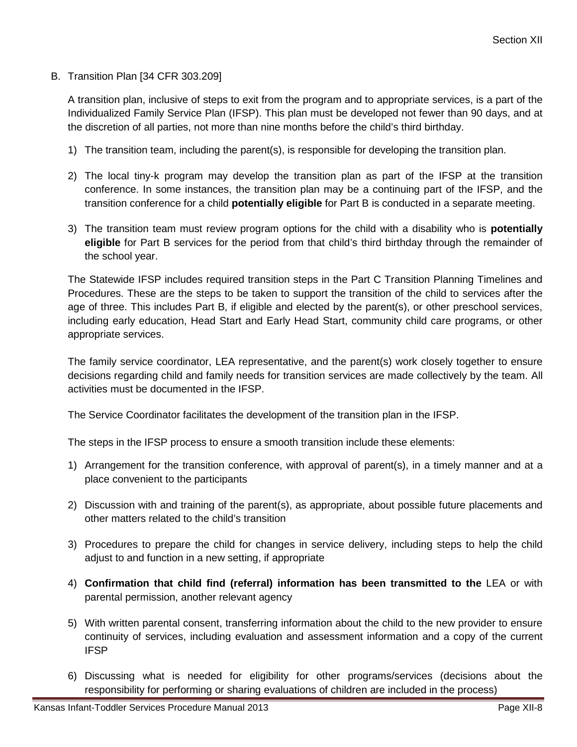B. Transition Plan [34 CFR 303.209]

A transition plan, inclusive of steps to exit from the program and to appropriate services, is a part of the Individualized Family Service Plan (IFSP). This plan must be developed not fewer than 90 days, and at the discretion of all parties, not more than nine months before the child's third birthday.

1) The transition team, including the parent(s), is responsible for developing the transition plan.

2) The local tiny-k program may develop the transition plan as part of the IFSP at the transition conference. In some instances, the transition plan may be a continuing part of the IFSP, and the transition conference for a child **potentially eligible** for Part B is conducted in a separate meeting.

3) The transition team must review program options for the child with a disability who is **potentially eligible** for Part B services for the period from that child's third birthday through the remainder of the school year.

The Statewide IFSP includes required transition steps in the Part C Transition Planning Timelines and Procedures. These are the steps to be taken to support the transition of the child to services after the age of three. This includes Part B, if eligible and elected by the parent(s), or other preschool services, including early education, Head Start and Early Head Start, community child care programs, or other appropriate services.

The family service coordinator, LEA representative, and the parent(s) work closely together to ensure decisions regarding child and family needs for transition services are made collectively by the team. All activities must be documented in the IFSP.

The Service Coordinator facilitates the development of the transition plan in the IFSP.

The steps in the IFSP process to ensure a smooth transition include these elements:

1) Arrangement for the transition conference, with approval of parent(s), in a timely manner and at a place convenient to the participants

2) Discussion with and training of the parent(s), as appropriate, about possible future placements and other matters related to the child's transition

3) Procedures to prepare the child for changes in service delivery, including steps to help the child adjust to and function in a new setting, if appropriate

4) **Confirmation that child find (referral) information has been transmitted to the** LEA or with parental permission, another relevant agency

5) With written parental consent, transferring information about the child to the new provider to ensure continuity of services, including evaluation and assessment information and a copy of the current IFSP

6) Discussing what is needed for eligibility for other programs/services (decisions about the responsibility for performing or sharing evaluations of children are included in the process)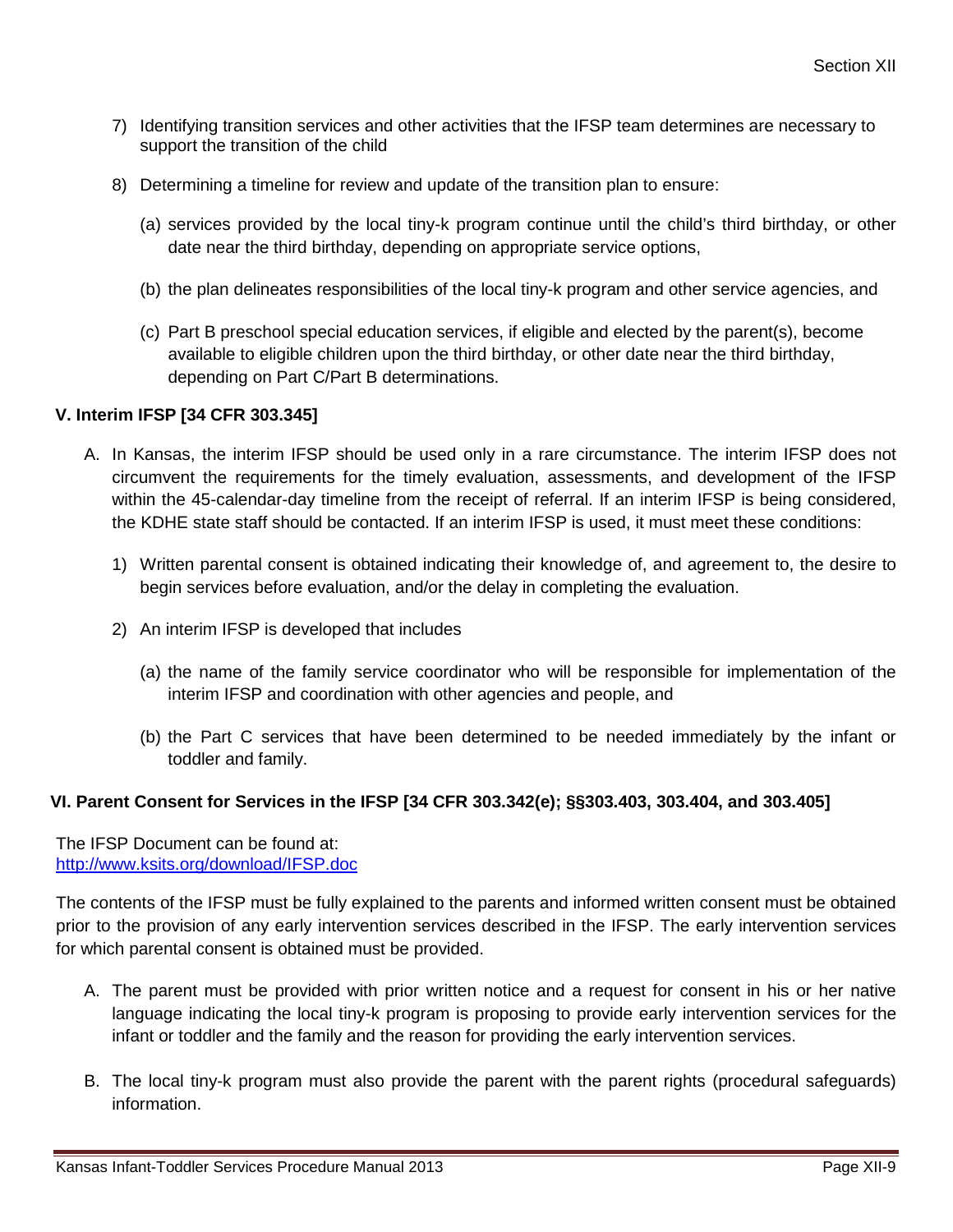7) Identifying transition services and other activities that the IFSP team determines are necessary to support the transition of the child

8) Determining a timeline for review and update of the transition plan to ensure:

   (a) services provided by the local tiny-k program continue until the child's third birthday, or other date near the third birthday, depending on appropriate service options,

   (b) the plan delineates responsibilities of the local tiny-k program and other service agencies, and

   (c) Part B preschool special education services, if eligible and elected by the parent(s), become available to eligible children upon the third birthday, or other date near the third birthday, depending on Part C/Part B determinations.

### V. Interim IFSP [34 CFR 303.345]

A. In Kansas, the interim IFSP should be used only in a rare circumstance. The interim IFSP does not circumvent the requirements for the timely evaluation, assessments, and development of the IFSP within the 45-calendar-day timeline from the receipt of referral. If an interim IFSP is being considered, the KDHE state staff should be contacted. If an interim IFSP is used, it must meet these conditions:

   1) Written parental consent is obtained indicating their knowledge of, and agreement to, the desire to begin services before evaluation, and/or the delay in completing the evaluation.

   2) An interim IFSP is developed that includes

      (a) the name of the family service coordinator who will be responsible for implementation of the interim IFSP and coordination with other agencies and people, and

      (b) the Part C services that have been determined to be needed immediately by the infant or toddler and family.

### VI. Parent Consent for Services in the IFSP [34 CFR 303.342(e); §§303.403, 303.404, and 303.405]

The IFSP Document can be found at:
[http://www.ksits.org/download/IFSP.doc](http://www.ksits.org/download/IFSP.doc)

The contents of the IFSP must be fully explained to the parents and informed written consent must be obtained prior to the provision of any early intervention services described in the IFSP. The early intervention services for which parental consent is obtained must be provided.

A. The parent must be provided with prior written notice and a request for consent in his or her native language indicating the local tiny-k program is proposing to provide early intervention services for the infant or toddler and the family and the reason for providing the early intervention services.

B. The local tiny-k program must also provide the parent with the parent rights (procedural safeguards) information.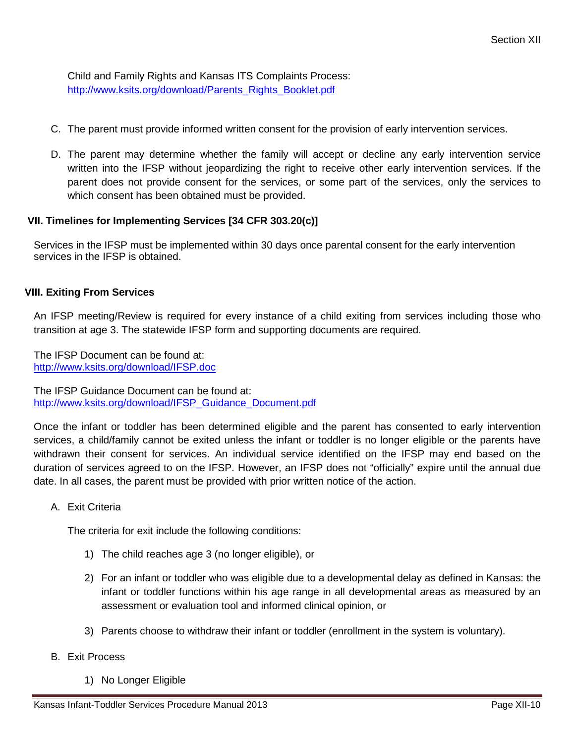Child and Family Rights and Kansas ITS Complaints Process:
[http://www.ksits.org/download/Parents_Rights_Booklet.pdf](http://www.ksits.org/download/Parents_Rights_Booklet.pdf)

C. The parent must provide informed written consent for the provision of early intervention services.

D. The parent may determine whether the family will accept or decline any early intervention service written into the IFSP without jeopardizing the right to receive other early intervention services. If the parent does not provide consent for the services, or some part of the services, only the services to which consent has been obtained must be provided.

## VII. Timelines for Implementing Services [34 CFR 303.20(c)]

Services in the IFSP must be implemented within 30 days once parental consent for the early intervention services in the IFSP is obtained.

## VIII. Exiting From Services

An IFSP meeting/Review is required for every instance of a child exiting from services including those who transition at age 3. The statewide IFSP form and supporting documents are required.

The IFSP Document can be found at:
[http://www.ksits.org/download/IFSP.doc](http://www.ksits.org/download/IFSP.doc)

The IFSP Guidance Document can be found at:
[http://www.ksits.org/download/IFSP_Guidance_Document.pdf](http://www.ksits.org/download/IFSP_Guidance_Document.pdf)

Once the infant or toddler has been determined eligible and the parent has consented to early intervention services, a child/family cannot be exited unless the infant or toddler is no longer eligible or the parents have withdrawn their consent for services. An individual service identified on the IFSP may end based on the duration of services agreed to on the IFSP. However, an IFSP does not "officially" expire until the annual due date. In all cases, the parent must be provided with prior written notice of the action.

A. Exit Criteria

The criteria for exit include the following conditions:

1) The child reaches age 3 (no longer eligible), or

2) For an infant or toddler who was eligible due to a developmental delay as defined in Kansas: the infant or toddler functions within his age range in all developmental areas as measured by an assessment or evaluation tool and informed clinical opinion, or

3) Parents choose to withdraw their infant or toddler (enrollment in the system is voluntary).

B. Exit Process

1) No Longer Eligible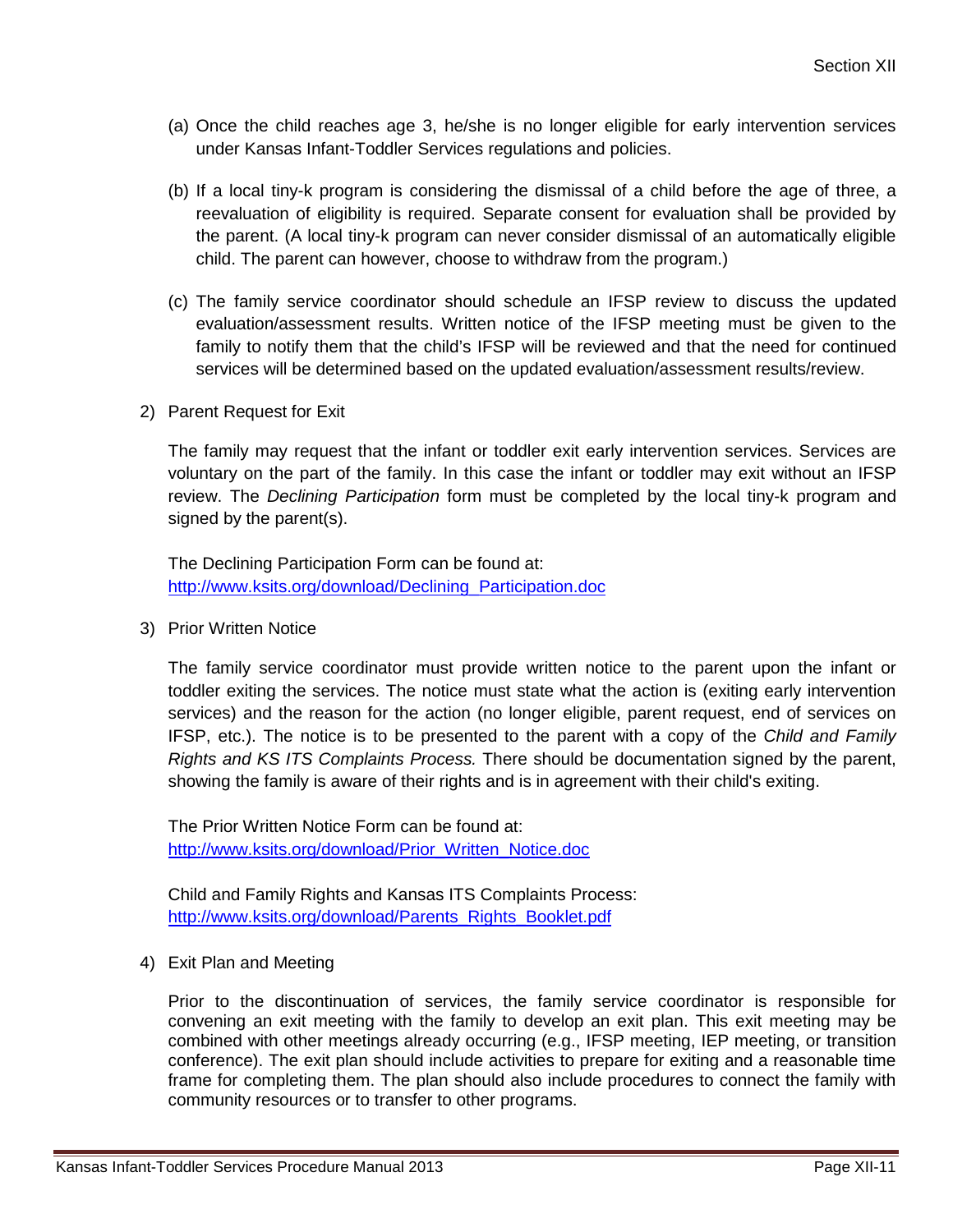(a) Once the child reaches age 3, he/she is no longer eligible for early intervention services under Kansas Infant-Toddler Services regulations and policies.

(b) If a local tiny-k program is considering the dismissal of a child before the age of three, a reevaluation of eligibility is required. Separate consent for evaluation shall be provided by the parent. (A local tiny-k program can never consider dismissal of an automatically eligible child. The parent can however, choose to withdraw from the program.)

(c) The family service coordinator should schedule an IFSP review to discuss the updated evaluation/assessment results. Written notice of the IFSP meeting must be given to the family to notify them that the child's IFSP will be reviewed and that the need for continued services will be determined based on the updated evaluation/assessment results/review.

2) Parent Request for Exit

The family may request that the infant or toddler exit early intervention services. Services are voluntary on the part of the family. In this case the infant or toddler may exit without an IFSP review. The *Declining Participation* form must be completed by the local tiny-k program and signed by the parent(s).

The Declining Participation Form can be found at:
[http://www.ksits.org/download/Declining_Participation.doc](http://www.ksits.org/download/Declining_Participation.doc)

3) Prior Written Notice

The family service coordinator must provide written notice to the parent upon the infant or toddler exiting the services. The notice must state what the action is (exiting early intervention services) and the reason for the action (no longer eligible, parent request, end of services on IFSP, etc.). The notice is to be presented to the parent with a copy of the *Child and Family Rights and KS ITS Complaints Process.* There should be documentation signed by the parent, showing the family is aware of their rights and is in agreement with their child's exiting.

The Prior Written Notice Form can be found at:
[http://www.ksits.org/download/Prior_Written_Notice.doc](http://www.ksits.org/download/Prior_Written_Notice.doc)

Child and Family Rights and Kansas ITS Complaints Process:
[http://www.ksits.org/download/Parents_Rights_Booklet.pdf](http://www.ksits.org/download/Parents_Rights_Booklet.pdf)

4) Exit Plan and Meeting

Prior to the discontinuation of services, the family service coordinator is responsible for convening an exit meeting with the family to develop an exit plan. This exit meeting may be combined with other meetings already occurring (e.g., IFSP meeting, IEP meeting, or transition conference). The exit plan should include activities to prepare for exiting and a reasonable time frame for completing them. The plan should also include procedures to connect the family with community resources or to transfer to other programs.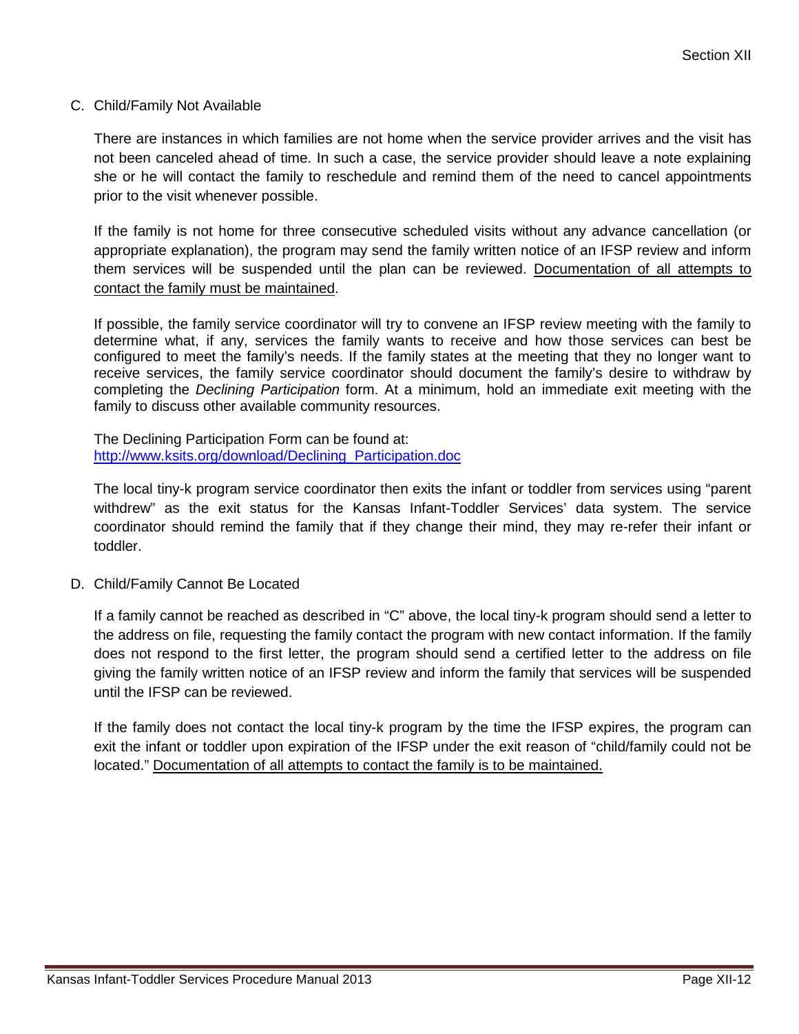C. Child/Family Not Available

There are instances in which families are not home when the service provider arrives and the visit has not been canceled ahead of time. In such a case, the service provider should leave a note explaining she or he will contact the family to reschedule and remind them of the need to cancel appointments prior to the visit whenever possible.

If the family is not home for three consecutive scheduled visits without any advance cancellation (or appropriate explanation), the program may send the family written notice of an IFSP review and inform them services will be suspended until the plan can be reviewed. <u>Documentation of all attempts to contact the family must be maintained</u>.

If possible, the family service coordinator will try to convene an IFSP review meeting with the family to determine what, if any, services the family wants to receive and how those services can best be configured to meet the family's needs. If the family states at the meeting that they no longer want to receive services, the family service coordinator should document the family's desire to withdraw by completing the *Declining Participation* form. At a minimum, hold an immediate exit meeting with the family to discuss other available community resources.

The Declining Participation Form can be found at:
[http://www.ksits.org/download/Declining_Participation.doc](http://www.ksits.org/download/Declining_Participation.doc)

The local tiny-k program service coordinator then exits the infant or toddler from services using "parent withdrew" as the exit status for the Kansas Infant-Toddler Services' data system. The service coordinator should remind the family that if they change their mind, they may re-refer their infant or toddler.

D. Child/Family Cannot Be Located

If a family cannot be reached as described in "C" above, the local tiny-k program should send a letter to the address on file, requesting the family contact the program with new contact information. If the family does not respond to the first letter, the program should send a certified letter to the address on file giving the family written notice of an IFSP review and inform the family that services will be suspended until the IFSP can be reviewed.

If the family does not contact the local tiny-k program by the time the IFSP expires, the program can exit the infant or toddler upon expiration of the IFSP under the exit reason of "child/family could not be located." <u>Documentation of all attempts to contact the family is to be maintained.</u>